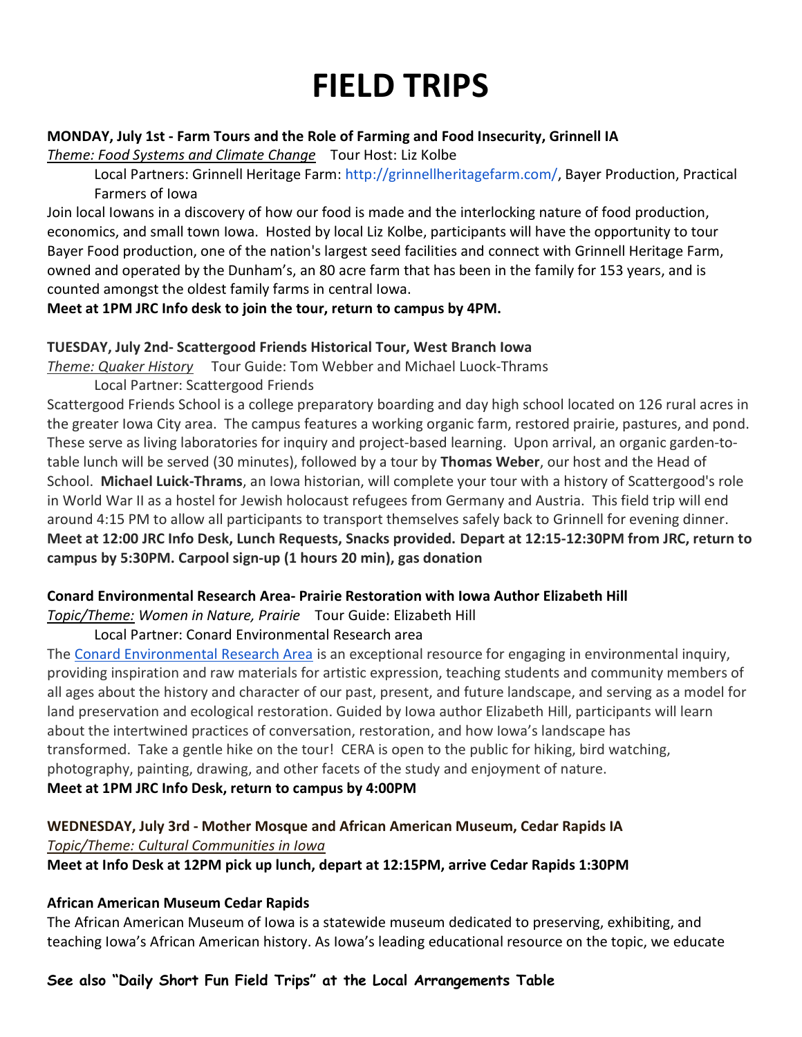# FIELD TRIPS

**MONDAY, July 1st - Farm Tours and the Role of Farming and Food Insecurity, Grinnell IA**

*Theme: Food Systems and Climate Change*    Tour Host: Liz Kolbe

Local Partners: Grinnell Heritage Farm: http://grinnellheritagefarm.com/, Bayer Production, Practical Farmers of Iowa

Join local Iowans in a discovery of how our food is made and the interlocking nature of food production, economics, and small town Iowa. Hosted by local Liz Kolbe, participants will have the opportunity to tour Bayer Food production, one of the nation's largest seed facilities and connect with Grinnell Heritage Farm, owned and operated by the Dunham's, an 80 acre farm that has been in the family for 153 years, and is counted amongst the oldest family farms in central Iowa.

**Meet at 1PM JRC Info desk to join the tour, return to campus by 4PM.**

**TUESDAY, July 2nd- Scattergood Friends Historical Tour, West Branch Iowa**

*Theme: Quaker History*    Tour Guide: Tom Webber and Michael Luock-Thrams

Local Partner: Scattergood Friends

Scattergood Friends School is a college preparatory boarding and day high school located on 126 rural acres in the greater Iowa City area. The campus features a working organic farm, restored prairie, pastures, and pond. These serve as living laboratories for inquiry and project-based learning. Upon arrival, an organic garden-to-table lunch will be served (30 minutes), followed by a tour by **Thomas Weber**, our host and the Head of School. **Michael Luick-Thrams**, an Iowa historian, will complete your tour with a history of Scattergood's role in World War II as a hostel for Jewish holocaust refugees from Germany and Austria. This field trip will end around 4:15 PM to allow all participants to transport themselves safely back to Grinnell for evening dinner.

**Meet at 12:00 JRC Info Desk, Lunch Requests, Snacks provided. Depart at 12:15-12:30PM from JRC, return to campus by 5:30PM. Carpool sign-up (1 hours 20 min), gas donation**

**Conard Environmental Research Area- Prairie Restoration with Iowa Author Elizabeth Hill**

*Topic/Theme: Women in Nature, Prairie*    Tour Guide: Elizabeth Hill

Local Partner: Conard Environmental Research area

The Conard Environmental Research Area is an exceptional resource for engaging in environmental inquiry, providing inspiration and raw materials for artistic expression, teaching students and community members of all ages about the history and character of our past, present, and future landscape, and serving as a model for land preservation and ecological restoration. Guided by Iowa author Elizabeth Hill, participants will learn about the intertwined practices of conversation, restoration, and how Iowa's landscape has transformed. Take a gentle hike on the tour! CERA is open to the public for hiking, bird watching, photography, painting, drawing, and other facets of the study and enjoyment of nature.

**Meet at 1PM JRC Info Desk, return to campus by 4:00PM**

**WEDNESDAY, July 3rd - Mother Mosque and African American Museum, Cedar Rapids IA**

*Topic/Theme: Cultural Communities in Iowa*

**Meet at Info Desk at 12PM pick up lunch, depart at 12:15PM, arrive Cedar Rapids 1:30PM**

**African American Museum Cedar Rapids**

The African American Museum of Iowa is a statewide museum dedicated to preserving, exhibiting, and teaching Iowa's African American history. As Iowa's leading educational resource on the topic, we educate

**See also "Daily Short Fun Field Trips" at the Local Arrangements Table**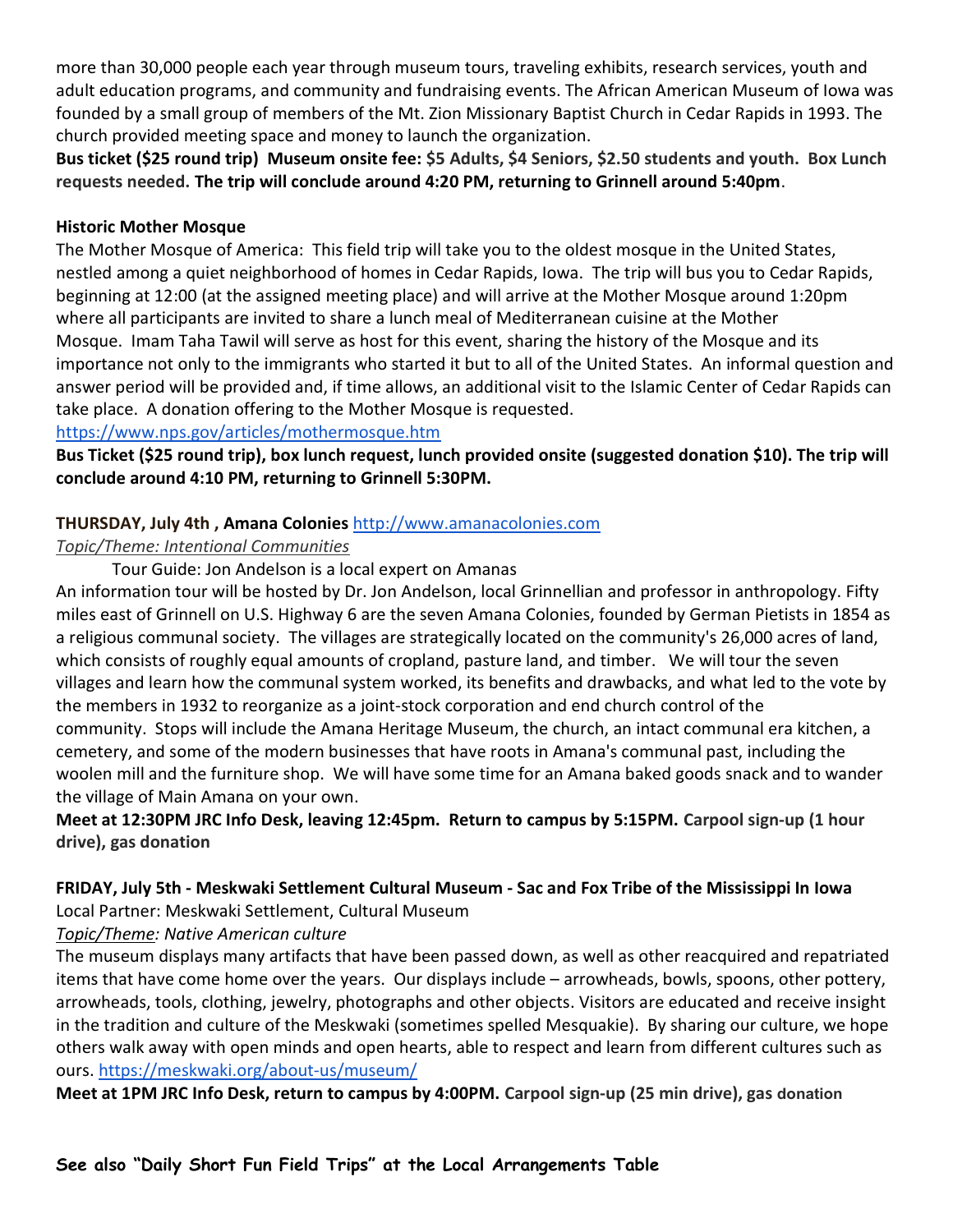more than 30,000 people each year through museum tours, traveling exhibits, research services, youth and adult education programs, and community and fundraising events. The African American Museum of Iowa was founded by a small group of members of the Mt. Zion Missionary Baptist Church in Cedar Rapids in 1993. The church provided meeting space and money to launch the organization.

**Bus ticket ($25 round trip) Museum onsite fee: $5 Adults, $4 Seniors, $2.50 students and youth. Box Lunch requests needed. The trip will conclude around 4:20 PM, returning to Grinnell around 5:40pm**.

**Historic Mother Mosque**

The Mother Mosque of America: This field trip will take you to the oldest mosque in the United States, nestled among a quiet neighborhood of homes in Cedar Rapids, Iowa. The trip will bus you to Cedar Rapids, beginning at 12:00 (at the assigned meeting place) and will arrive at the Mother Mosque around 1:20pm where all participants are invited to share a lunch meal of Mediterranean cuisine at the Mother Mosque. Imam Taha Tawil will serve as host for this event, sharing the history of the Mosque and its importance not only to the immigrants who started it but to all of the United States. An informal question and answer period will be provided and, if time allows, an additional visit to the Islamic Center of Cedar Rapids can take place. A donation offering to the Mother Mosque is requested.

https://www.nps.gov/articles/mothermosque.htm

**Bus Ticket ($25 round trip), box lunch request, lunch provided onsite (suggested donation $10). The trip will conclude around 4:10 PM, returning to Grinnell 5:30PM.**

**THURSDAY, July 4th , Amana Colonies** http://www.amanacolonies.com

*Topic/Theme: Intentional Communities*

Tour Guide: Jon Andelson is a local expert on Amanas

An information tour will be hosted by Dr. Jon Andelson, local Grinnellian and professor in anthropology. Fifty miles east of Grinnell on U.S. Highway 6 are the seven Amana Colonies, founded by German Pietists in 1854 as a religious communal society. The villages are strategically located on the community's 26,000 acres of land, which consists of roughly equal amounts of cropland, pasture land, and timber. We will tour the seven villages and learn how the communal system worked, its benefits and drawbacks, and what led to the vote by the members in 1932 to reorganize as a joint-stock corporation and end church control of the community. Stops will include the Amana Heritage Museum, the church, an intact communal era kitchen, a cemetery, and some of the modern businesses that have roots in Amana's communal past, including the woolen mill and the furniture shop. We will have some time for an Amana baked goods snack and to wander the village of Main Amana on your own.

**Meet at 12:30PM JRC Info Desk, leaving 12:45pm. Return to campus by 5:15PM. Carpool sign-up (1 hour drive), gas donation**

**FRIDAY, July 5th - Meskwaki Settlement Cultural Museum - Sac and Fox Tribe of the Mississippi In Iowa**

Local Partner: Meskwaki Settlement, Cultural Museum

*Topic/Theme: Native American culture*

The museum displays many artifacts that have been passed down, as well as other reacquired and repatriated items that have come home over the years. Our displays include – arrowheads, bowls, spoons, other pottery, arrowheads, tools, clothing, jewelry, photographs and other objects. Visitors are educated and receive insight in the tradition and culture of the Meskwaki (sometimes spelled Mesquakie). By sharing our culture, we hope others walk away with open minds and open hearts, able to respect and learn from different cultures such as ours. https://meskwaki.org/about-us/museum/

**Meet at 1PM JRC Info Desk, return to campus by 4:00PM. Carpool sign-up (25 min drive), gas donation**

**See also "Daily Short Fun Field Trips" at the Local Arrangements Table**